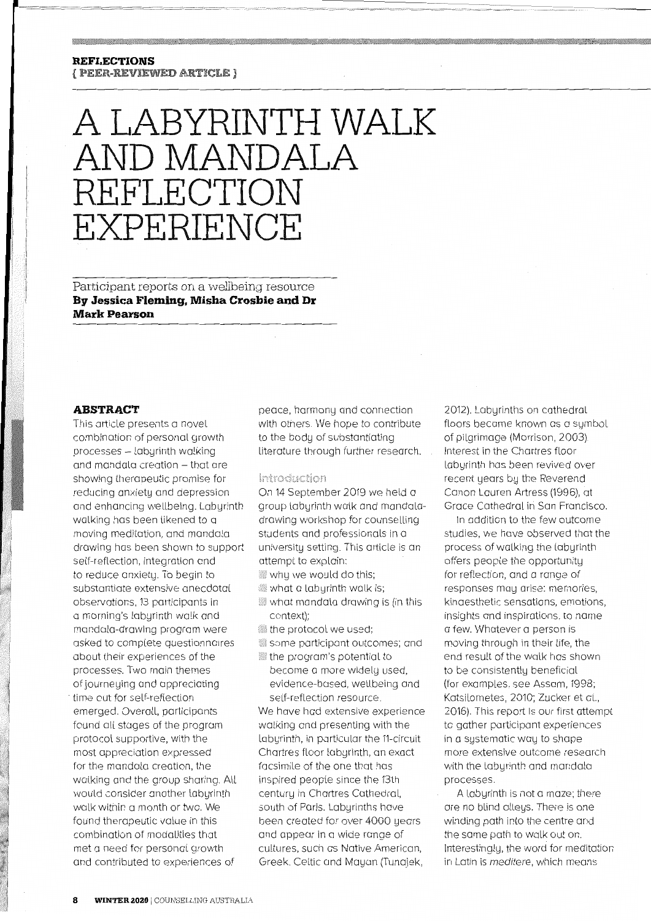REFLECTIONS
{ PEER-REVIEWED ARTICLE }

# A LABYRINTH WALK AND MANDALA REFLECTION EXPERIENCE

Participant reports on a wellbeing resource
**By Jessica Fleming, Misha Crosbie and Dr Mark Pearson**

## ABSTRACT

This article presents a novel combination of personal growth processes – labyrinth walking and mandala creation – that are showing therapeutic promise for reducing anxiety and depression and enhancing wellbeing. Labyrinth walking has been likened to a moving meditation, and mandala drawing has been shown to support self-reflection, integration and to reduce anxiety. To begin to substantiate extensive anecdotal observations, 13 participants in a morning's labyrinth walk and mandala-drawing program were asked to complete questionnaires about their experiences of the processes. Two main themes of journeying and appreciating time out for self-reflection emerged. Overall, participants found all stages of the program protocol supportive, with the most appreciation expressed for the mandala creation, the walking and the group sharing. All would consider another labyrinth walk within a month or two. We found therapeutic value in this combination of modalities that met a need for personal growth and contributed to experiences of peace, harmony and connection with others. We hope to contribute to the body of substantiating literature through further research.

## Introduction

On 14 September 2019 we held a group labyrinth walk and mandala-drawing workshop for counselling students and professionals in a university setting. This article is an attempt to explain:

- why we would do this;
- what a labyrinth walk is;
- what mandala drawing is (in this context);
- the protocol we used;
- some participant outcomes; and
- the program's potential to become a more widely used, evidence-based, wellbeing and self-reflection resource.

We have had extensive experience walking and presenting with the labyrinth, in particular the 11-circuit Chartres floor labyrinth, an exact facsimile of the one that has inspired people since the 13th century in Chartres Cathedral, south of Paris. Labyrinths have been created for over 4000 years and appear in a wide range of cultures, such as Native American, Greek, Celtic and Mayan (Tunajek, 2012). Labyrinths on cathedral floors became known as a symbol of pilgrimage (Morrison, 2003). Interest in the Chartres floor labyrinth has been revived over recent years by the Reverend Canon Lauren Artress (1996), at Grace Cathedral in San Francisco.

In addition to the few outcome studies, we have observed that the process of walking the labyrinth offers people the opportunity for reflection, and a range of responses may arise: memories, kinaesthetic sensations, emotions, insights and inspirations, to name a few. Whatever a person is moving through in their life, the end result of the walk has shown to be consistently beneficial (for examples, see Assam, 1998; Katsilometes, 2010; Zucker et al., 2016). This report is our first attempt to gather participant experiences in a systematic way to shape more extensive outcome research with the labyrinth and mandala processes.

A labyrinth is not a maze; there are no blind alleys. There is one winding path into the centre and the same path to walk out on. Interestingly, the word for meditation in Latin is *meditere*, which means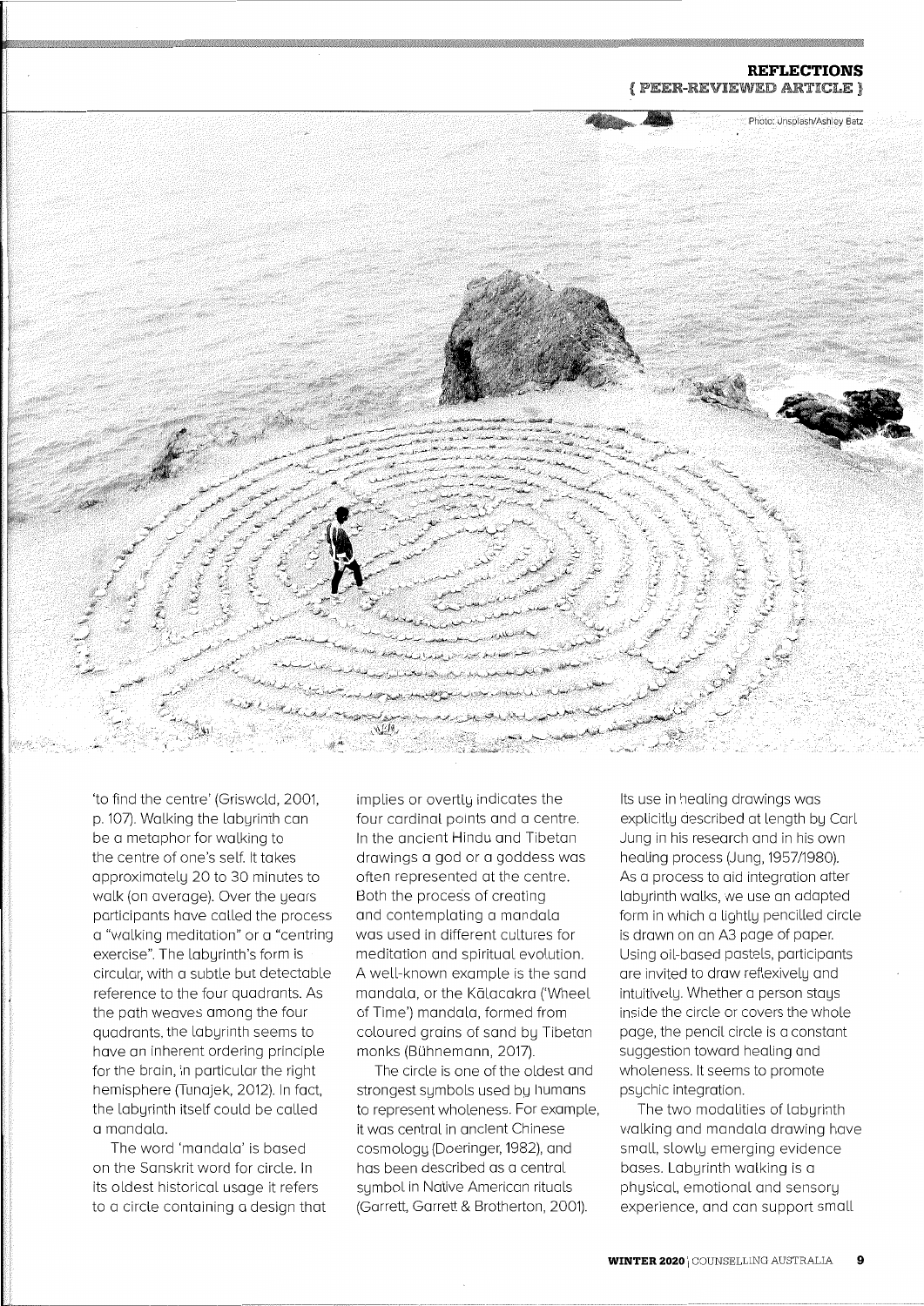'to find the centre' (Griswold, 2001, p. 107). Walking the labyrinth can be a metaphor for walking to the centre of one's self. It takes approximately 20 to 30 minutes to walk (on average). Over the years participants have called the process a "walking meditation" or a "centring exercise". The labyrinth's form is circular, with a subtle but detectable reference to the four quadrants. As the path weaves among the four quadrants, the labyrinth seems to have an inherent ordering principle for the brain, in particular the right hemisphere (Tunajek, 2012). In fact, the labyrinth itself could be called a mandala.

The word 'mandala' is based on the Sanskrit word for circle. In its oldest historical usage it refers to a circle containing a design that implies or overtly indicates the four cardinal points and a centre. In the ancient Hindu and Tibetan drawings a god or a goddess was often represented at the centre. Both the process of creating and contemplating a mandala was used in different cultures for meditation and spiritual evolution. A well-known example is the sand mandala, or the Kālacakra ('Wheel of Time') mandala, formed from coloured grains of sand by Tibetan monks (Bühnemann, 2017).

The circle is one of the oldest and strongest symbols used by humans to represent wholeness. For example, it was central in ancient Chinese cosmology (Doeringer, 1982), and has been described as a central symbol in Native American rituals (Garrett, Garrett & Brotherton, 2001). Its use in healing drawings was explicitly described at length by Carl Jung in his research and in his own healing process (Jung, 1957/1980). As a process to aid integration after labyrinth walks, we use an adapted form in which a lightly pencilled circle is drawn on an A3 page of paper. Using oil-based pastels, participants are invited to draw reflexively and intuitively. Whether a person stays inside the circle or covers the whole page, the pencil circle is a constant suggestion toward healing and wholeness. It seems to promote psychic integration.

The two modalities of labyrinth walking and mandala drawing have small, slowly emerging evidence bases. Labyrinth walking is a physical, emotional and sensory experience, and can support small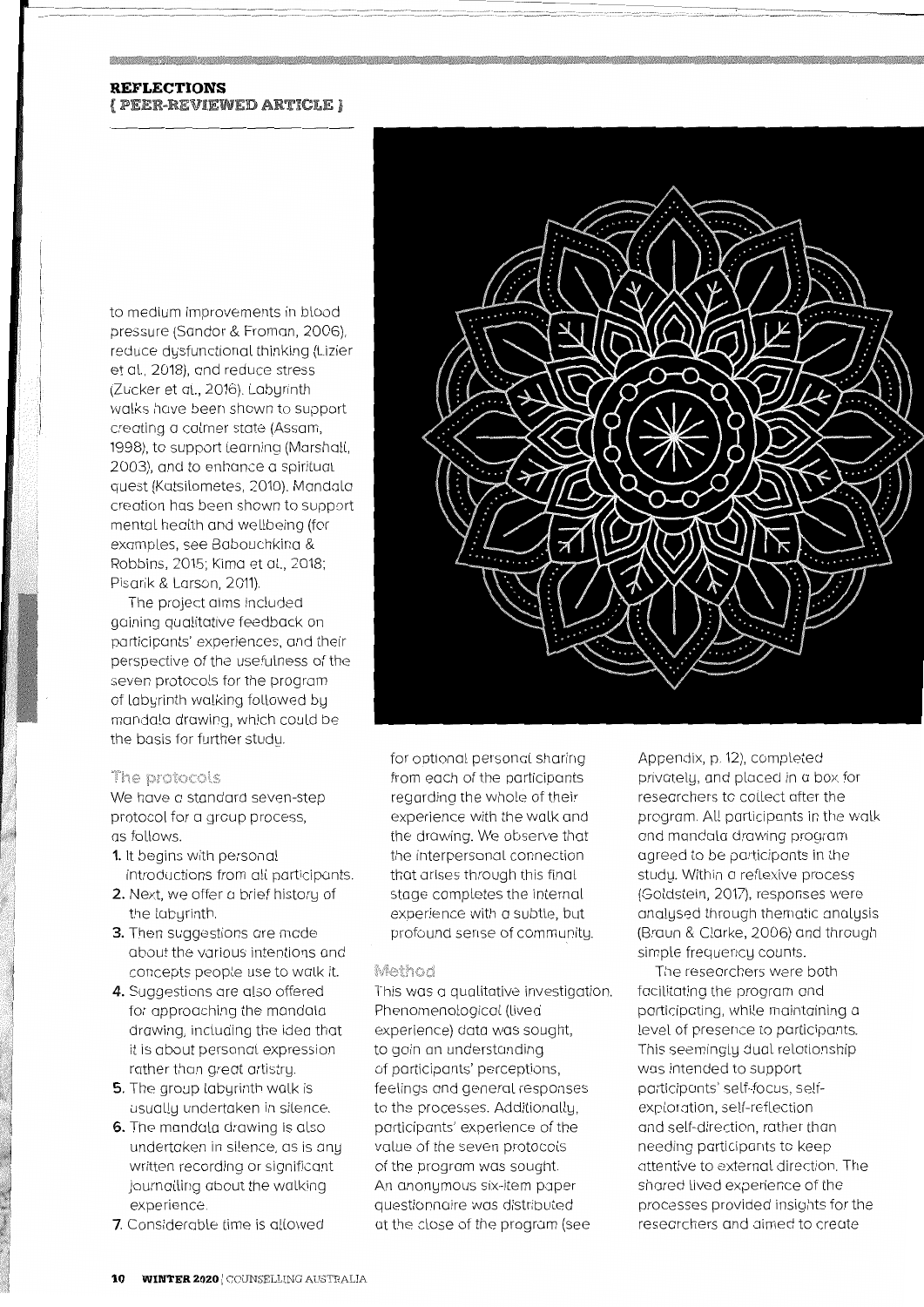to medium improvements in blood pressure (Sandor & Froman, 2006), reduce dysfunctional thinking (Lizier et al., 2018), and reduce stress (Zucker et al., 2016). Labyrinth walks have been shown to support creating a calmer state (Assam, 1998), to support learning (Marshall, 2003), and to enhance a spiritual quest (Katsilometes, 2010). Mandala creation has been shown to support mental health and wellbeing (for examples, see Babouchkina & Robbins, 2015; Kima et al., 2018; Pisarik & Larson, 2011).

The project aims included gaining qualitative feedback on participants' experiences, and their perspective of the usefulness of the seven protocols for the program of labyrinth walking followed by mandala drawing, which could be the basis for further study.

## The protocols

We have a standard seven-step protocol for a group process, as follows.

1. It begins with personal introductions from all participants.
2. Next, we offer a brief history of the labyrinth.
3. Then suggestions are made about the various intentions and concepts people use to walk it.
4. Suggestions are also offered for approaching the mandala drawing, including the idea that it is about personal expression rather than great artistry.
5. The group labyrinth walk is usually undertaken in silence.
6. The mandala drawing is also undertaken in silence, as is any written recording or significant journalling about the walking experience.
7. Considerable time is allowed for optional personal sharing from each of the participants regarding the whole of their experience with the walk and the drawing. We observe that the interpersonal connection that arises through this final stage completes the internal experience with a subtle, but profound sense of community.

## Method

This was a qualitative investigation. Phenomenological (lived experience) data was sought, to gain an understanding of participants' perceptions, feelings and general responses to the processes. Additionally, participants' experience of the value of the seven protocols of the program was sought. An anonymous six-item paper questionnaire was distributed at the close of the program (see Appendix, p. 12), completed privately, and placed in a box for researchers to collect after the program. All participants in the walk and mandala drawing program agreed to be participants in the study. Within a reflexive process (Goldstein, 2017), responses were analysed through thematic analysis (Braun & Clarke, 2006) and through simple frequency counts.

The researchers were both facilitating the program and participating, while maintaining a level of presence to participants. This seemingly dual relationship was intended to support participants' self-focus, self-exploration, self-reflection and self-direction, rather than needing participants to keep attentive to external direction. The shared lived experience of the processes provided insights for the researchers and aimed to create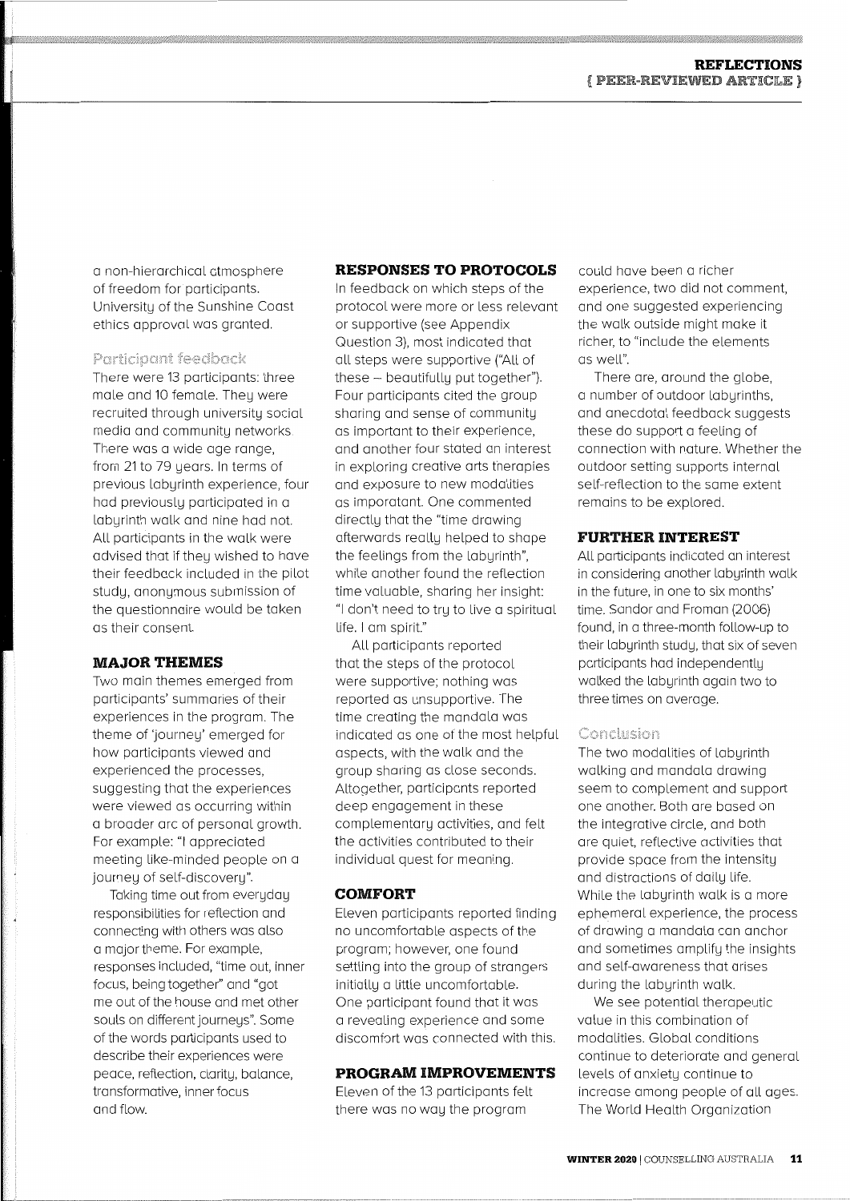a non-hierarchical atmosphere of freedom for participants. University of the Sunshine Coast ethics approval was granted.

### Participant feedback

There were 13 participants: three male and 10 female. They were recruited through university social media and community networks. There was a wide age range, from 21 to 79 years. In terms of previous labyrinth experience, four had previously participated in a labyrinth walk and nine had not. All participants in the walk were advised that if they wished to have their feedback included in the pilot study, anonymous submission of the questionnaire would be taken as their consent.

## MAJOR THEMES

Two main themes emerged from participants' summaries of their experiences in the program. The theme of 'journey' emerged for how participants viewed and experienced the processes, suggesting that the experiences were viewed as occurring within a broader arc of personal growth. For example: "I appreciated meeting like-minded people on a journey of self-discovery".

Taking time out from everyday responsibilities for reflection and connecting with others was also a major theme. For example, responses included, "time out, inner focus, being together" and "got me out of the house and met other souls on different journeys". Some of the words participants used to describe their experiences were peace, reflection, clarity, balance, transformative, inner focus and flow.

## RESPONSES TO PROTOCOLS

In feedback on which steps of the protocol were more or less relevant or supportive (see Appendix Question 3), most indicated that all steps were supportive ("All of these – beautifully put together"). Four participants cited the group sharing and sense of community as important to their experience, and another four stated an interest in exploring creative arts therapies and exposure to new modalities as imporatant. One commented directly that the "time drawing afterwards really helped to shape the feelings from the labyrinth", while another found the reflection time valuable, sharing her insight: "I don't need to try to live a spiritual life. I am spirit."

All participants reported that the steps of the protocol were supportive; nothing was reported as unsupportive. The time creating the mandala was indicated as one of the most helpful aspects, with the walk and the group sharing as close seconds. Altogether, participants reported deep engagement in these complementary activities, and felt the activities contributed to their individual quest for meaning.

## COMFORT

Eleven participants reported finding no uncomfortable aspects of the program; however, one found settling into the group of strangers initially a little uncomfortable. One participant found that it was a revealing experience and some discomfort was connected with this.

## PROGRAM IMPROVEMENTS

Eleven of the 13 participants felt there was no way the program could have been a richer experience, two did not comment, and one suggested experiencing the walk outside might make it richer, to "include the elements as well".

There are, around the globe, a number of outdoor labyrinths, and anecdotal feedback suggests these do support a feeling of connection with nature. Whether the outdoor setting supports internal self-reflection to the same extent remains to be explored.

## FURTHER INTEREST

All participants indicated an interest in considering another labyrinth walk in the future, in one to six months' time. Sandor and Froman (2006) found, in a three-month follow-up to their labyrinth study, that six of seven participants had independently walked the labyrinth again two to three times on average.

### Conclusion

The two modalities of labyrinth walking and mandala drawing seem to complement and support one another. Both are based on the integrative circle, and both are quiet, reflective activities that provide space from the intensity and distractions of daily life. While the labyrinth walk is a more ephemeral experience, the process of drawing a mandala can anchor and sometimes amplify the insights and self-awareness that arises during the labyrinth walk.

We see potential therapeutic value in this combination of modalities. Global conditions continue to deteriorate and general levels of anxiety continue to increase among people of all ages. The World Health Organization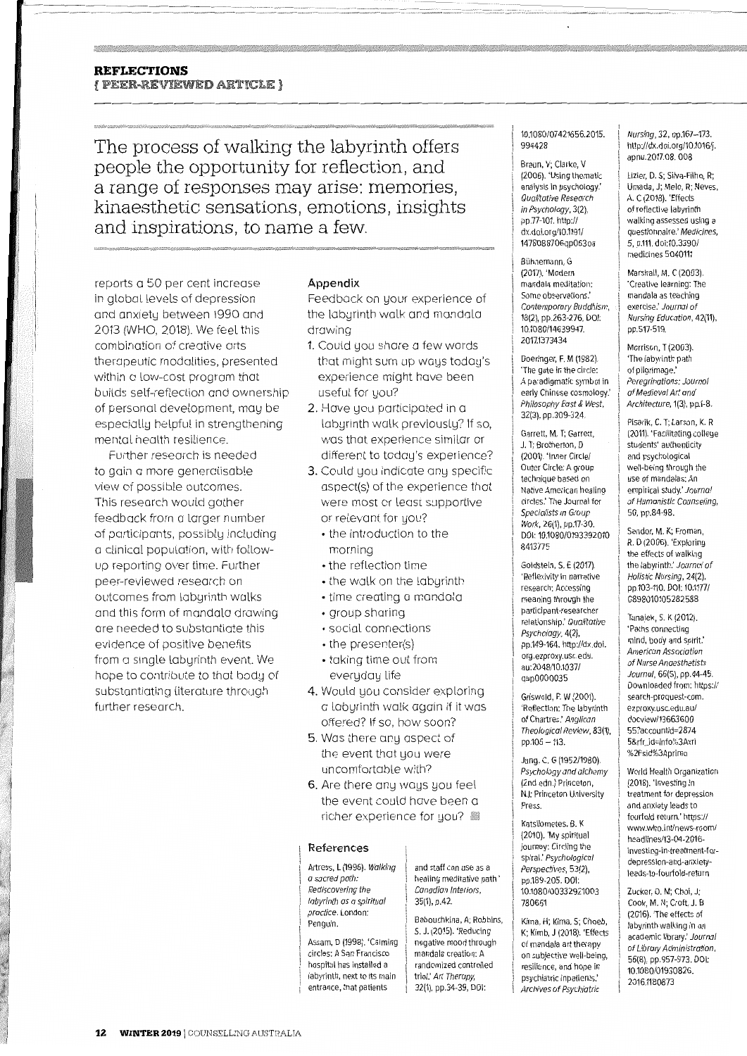The process of walking the labyrinth offers people the opportunity for reflection, and a range of responses may arise: memories, kinaesthetic sensations, emotions, insights and inspirations, to name a few.

reports a 50 per cent increase in global levels of depression and anxiety between 1990 and 2013 (WHO, 2018). We feel this combination of creative arts therapeutic modalities, presented within a low-cost program that builds self-reflection and ownership of personal development, may be especially helpful in strengthening mental health resilience.

Further research is needed to gain a more generalisable view of possible outcomes. This research would gather feedback from a larger number of participants, possibly including a clinical population, with follow-up reporting over time. Further peer-reviewed research on outcomes from labyrinth walks and this form of mandala drawing are needed to substantiate this evidence of positive benefits from a single labyrinth event. We hope to contribute to that body of substantiating literature through further research.

## Appendix

Feedback on your experience of the labyrinth walk and mandala drawing

1. Could you share a few words that might sum up ways today's experience might have been useful for you?
2. Have you participated in a labyrinth walk previously? If so, was that experience similar or different to today's experience?
3. Could you indicate any specific aspect(s) of the experience that were most or least supportive or relevant for you?
   - the introduction to the morning
   - the reflection time
   - the walk on the labyrinth
   - time creating a mandala
   - group sharing
   - social connections
   - the presenter(s)
   - taking time out from everyday life
4. Would you consider exploring a labyrinth walk again if it was offered? If so, how soon?
5. Was there any aspect of the event that you were uncomfortable with?
6. Are there any ways you feel the event could have been a richer experience for you?

## References

Artress, L (1996). *Walking a sacred path: Rediscovering the labyrinth as a spiritual practice*. London: Penguin.

Assam, D (1998). 'Calming circles: A San Francisco hospital has installed a labyrinth, next to its main entrance, that patients and staff can use as a healing meditative path.' *Canadian Interiors*, 35(1), p.42.

Babouchkina, A; Robbins, S. J. (2015). 'Reducing negative mood through mandala creation: A randomized controlled trial.' *Art Therapy*, 32(1), pp.34-39, DOI: 10.1080/07421656.2015.994428

Braun, V; Clarke, V (2006). 'Using thematic analysis in psychology.' *Qualitative Research in Psychology*, 3(2), pp.77-101. http://dx.doi.org/10.1191/1478088706qp063oa

Bühnemann, G (2017). 'Modern mandala meditation: Some observations.' *Contemporary Buddhism*, 18(2), pp.263-276, DOI: 10.1080/14639947.2017.1373434

Doeringer, F. M (1982). 'The gate in the circle: A paradigmatic symbol in early Chinese cosmology.' *Philosophy East & West*, 32(3), pp.309-324.

Garrett, M. T; Garrett, J. T; Brotherton, D (2001). 'Inner Circle/Outer Circle: A group technique based on Native American healing circles.' *The Journal for Specialists in Group Work*, 26(1), pp.17-30. DOI: 10.1080/01933920108413775

Goldstein, S. E (2017). 'Reflexivity in narrative research: Accessing meaning through the participant-researcher relationship.' *Qualitative Psychology*, 4(2), pp.149-164. http://dx.doi.org.ezproxy.usc.edu.au:2048/10.1037/qup0000035

Griswold, F. W (2001). 'Reflection: The labyrinth of Chartres.' *Anglican Theological Review*, 83(1), pp.105 – 113.

Jung, C. G (1952/1980). *Psychology and alchemy* (2nd edn.) Princeton, NJ: Princeton University Press.

Katsilometes, B. K (2010). 'My spiritual journey: Circling the spiral.' *Psychological Perspectives*, 53(2), pp.189-205. DOI: 10.1080/00332921003780651

Kima, H; Kima, S; Choeb, K; Kimb, J (2018). 'Effects of mandala art therapy on subjective well-being, resilience, and hope in psychiatric inpatients.' *Archives of Psychiatric Nursing*, 32, pp.167–173. http://dx.doi.org/10.1016/j.apnu.2017.08.008

Lizier, D. S; Silva-Filho, R; Umada, J; Melo, R; Neves, A. C (2018). 'Effects of reflective labyrinth walking assessed using a questionnaire.' *Medicines*, 5, p.111. doi:10.3390/medicines 5040111

Marshall, M. C (2003). 'Creative learning: The mandala as teaching exercise.' *Journal of Nursing Education*, 42(11), pp.517-519.

Morrison, T (2003). 'The labyrinth path of pilgrimage.' *Peregrinations: Journal of Medieval Art and Architecture*, 1(3), pp.1-8.

Pisarik, C. T; Larson, K. R (2011). 'Facilitating college students' authenticity and psychological well-being through the use of mandalas: An empirical study.' *Journal of Humanistic Counseling*, 50, pp.84-98.

Sandor, M. K; Froman, R. D (2006). 'Exploring the effects of walking the labyrinth.' *Journal of Holistic Nursing*, 24(2), pp.103-110. DOI: 10.1177/0898010105282588

Tanaiek, S. K (2012). 'Paths connecting mind, body and spirit.' *American Association of Nurse Anaesthetists Journal*, 66(5), pp.44-45. Downloaded from: https://search-proquest-com.ezproxy.usc.edu.au/docview/13663600 55?accountid=2874 5&rfr_id=info%3Axri %2Fsid%3Aprimo

World Health Organization (2018). 'Investing in treatment for depression and anxiety leads to fourfold return.' https://www.who.int/news-room/headlines/13-04-2016-investing-in-treatment-for-depression-and-anxiety-leads-to-fourfold-return

Zucker, D. M; Choi, J; Cook, M. N; Croft, J. B (2016). 'The effects of labyrinth walking in an academic library.' *Journal of Library Administration*, 56(8), pp.957-973. DOI: 10.1080/01930826.2016.1180873